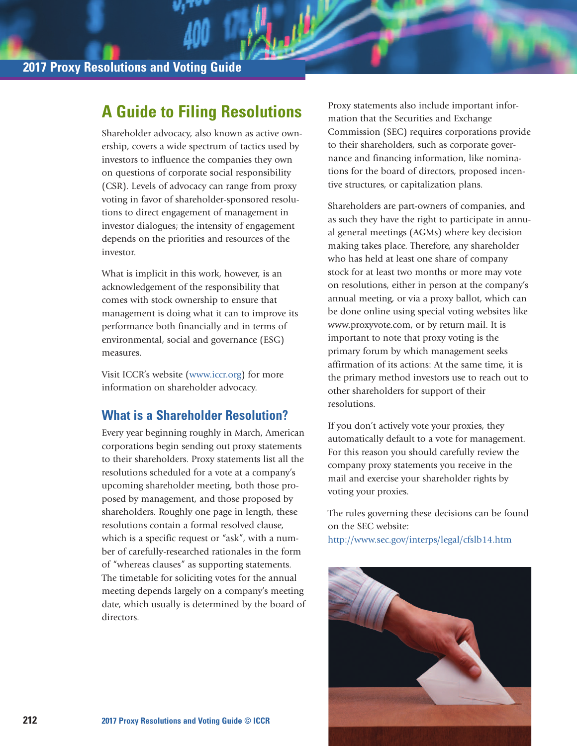# A Guide to Filing Resolutions

Shareholder advocacy, also known as active ownership, covers a wide spectrum of tactics used by investors to influence the companies they own on questions of corporate social responsibility (CSR). Levels of advocacy can range from proxy voting in favor of shareholder-sponsored resolutions to direct engagement of management in investor dialogues; the intensity of engagement depends on the priorities and resources of the investor.

What is implicit in this work, however, is an acknowledgement of the responsibility that comes with stock ownership to ensure that management is doing what it can to improve its performance both financially and in terms of environmental, social and governance (ESG) measures.

Visit ICCR's website (www.iccr.org) for more information on shareholder advocacy.

## What is a Shareholder Resolution?

Every year beginning roughly in March, American corporations begin sending out proxy statements to their shareholders. Proxy statements list all the resolutions scheduled for a vote at a company's upcoming shareholder meeting, both those proposed by management, and those proposed by shareholders. Roughly one page in length, these resolutions contain a formal resolved clause, which is a specific request or "ask", with a number of carefully-researched rationales in the form of "whereas clauses" as supporting statements. The timetable for soliciting votes for the annual meeting depends largely on a company's meeting date, which usually is determined by the board of directors.

Proxy statements also include important information that the Securities and Exchange Commission (SEC) requires corporations provide to their shareholders, such as corporate governance and financing information, like nominations for the board of directors, proposed incentive structures, or capitalization plans.

Shareholders are part-owners of companies, and as such they have the right to participate in annual general meetings (AGMs) where key decision making takes place. Therefore, any shareholder who has held at least one share of company stock for at least two months or more may vote on resolutions, either in person at the company's annual meeting, or via a proxy ballot, which can be done online using special voting websites like www.proxyvote.com, or by return mail. It is important to note that proxy voting is the primary forum by which management seeks affirmation of its actions: At the same time, it is the primary method investors use to reach out to other shareholders for support of their resolutions.

If you don't actively vote your proxies, they automatically default to a vote for management. For this reason you should carefully review the company proxy statements you receive in the mail and exercise your shareholder rights by voting your proxies.

The rules governing these decisions can be found on the SEC website: http://www.sec.gov/interps/legal/cfslb14.htm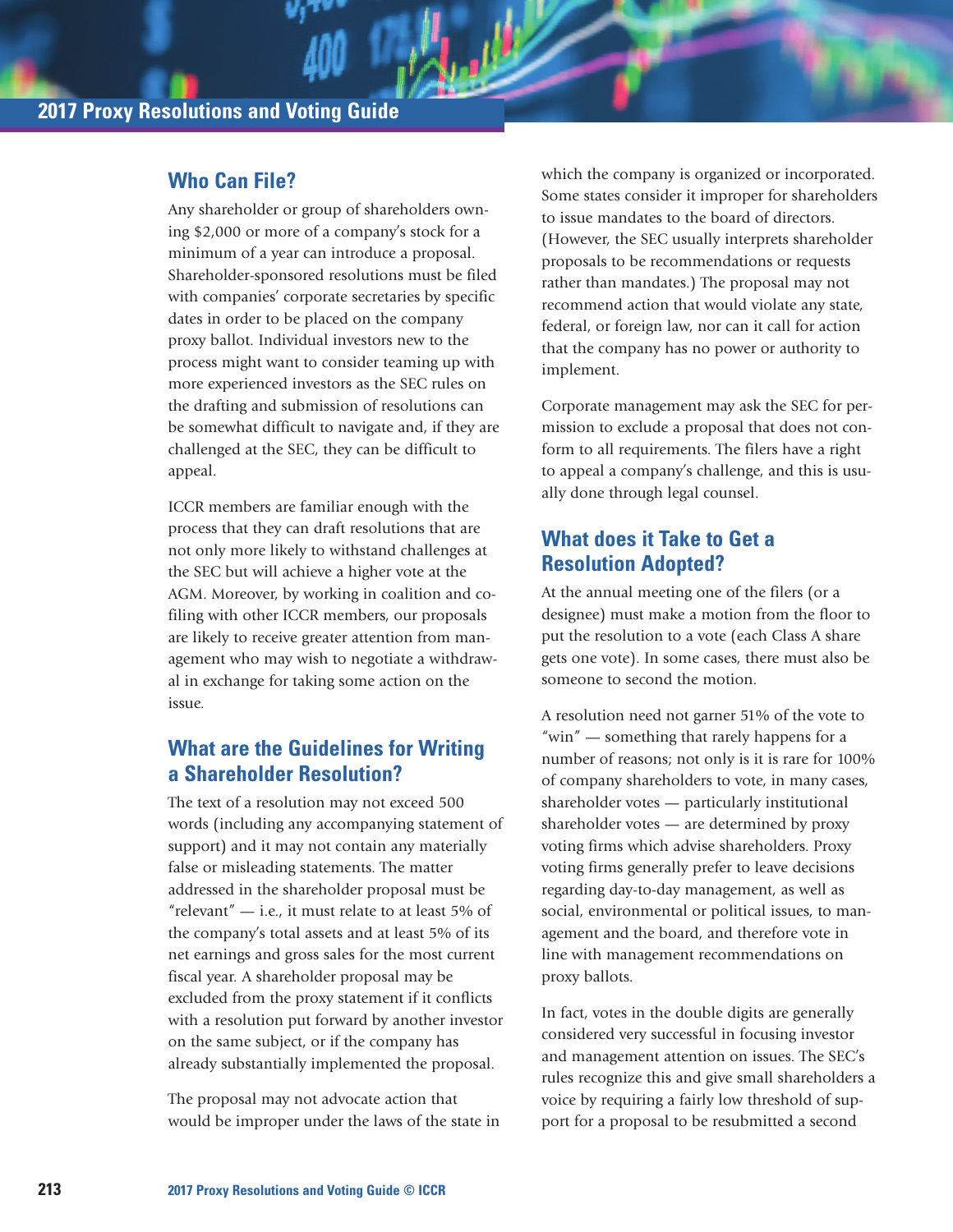## Who Can File?

Any shareholder or group of shareholders owning $2,000 or more of a company's stock for a minimum of a year can introduce a proposal. Shareholder-sponsored resolutions must be filed with companies' corporate secretaries by specific dates in order to be placed on the company proxy ballot. Individual investors new to the process might want to consider teaming up with more experienced investors as the SEC rules on the drafting and submission of resolutions can be somewhat difficult to navigate and, if they are challenged at the SEC, they can be difficult to appeal.

ICCR members are familiar enough with the process that they can draft resolutions that are not only more likely to withstand challenges at the SEC but will achieve a higher vote at the AGM. Moreover, by working in coalition and co-filing with other ICCR members, our proposals are likely to receive greater attention from management who may wish to negotiate a withdrawal in exchange for taking some action on the issue.

## What are the Guidelines for Writing a Shareholder Resolution?

The text of a resolution may not exceed 500 words (including any accompanying statement of support) and it may not contain any materially false or misleading statements. The matter addressed in the shareholder proposal must be "relevant" — i.e., it must relate to at least 5% of the company's total assets and at least 5% of its net earnings and gross sales for the most current fiscal year. A shareholder proposal may be excluded from the proxy statement if it conflicts with a resolution put forward by another investor on the same subject, or if the company has already substantially implemented the proposal.

The proposal may not advocate action that would be improper under the laws of the state in which the company is organized or incorporated. Some states consider it improper for shareholders to issue mandates to the board of directors. (However, the SEC usually interprets shareholder proposals to be recommendations or requests rather than mandates.) The proposal may not recommend action that would violate any state, federal, or foreign law, nor can it call for action that the company has no power or authority to implement.

Corporate management may ask the SEC for permission to exclude a proposal that does not conform to all requirements. The filers have a right to appeal a company's challenge, and this is usually done through legal counsel.

## What does it Take to Get a Resolution Adopted?

At the annual meeting one of the filers (or a designee) must make a motion from the floor to put the resolution to a vote (each Class A share gets one vote). In some cases, there must also be someone to second the motion.

A resolution need not garner 51% of the vote to "win" — something that rarely happens for a number of reasons; not only is it is rare for 100% of company shareholders to vote, in many cases, shareholder votes — particularly institutional shareholder votes — are determined by proxy voting firms which advise shareholders. Proxy voting firms generally prefer to leave decisions regarding day-to-day management, as well as social, environmental or political issues, to management and the board, and therefore vote in line with management recommendations on proxy ballots.

In fact, votes in the double digits are generally considered very successful in focusing investor and management attention on issues. The SEC's rules recognize this and give small shareholders a voice by requiring a fairly low threshold of support for a proposal to be resubmitted a second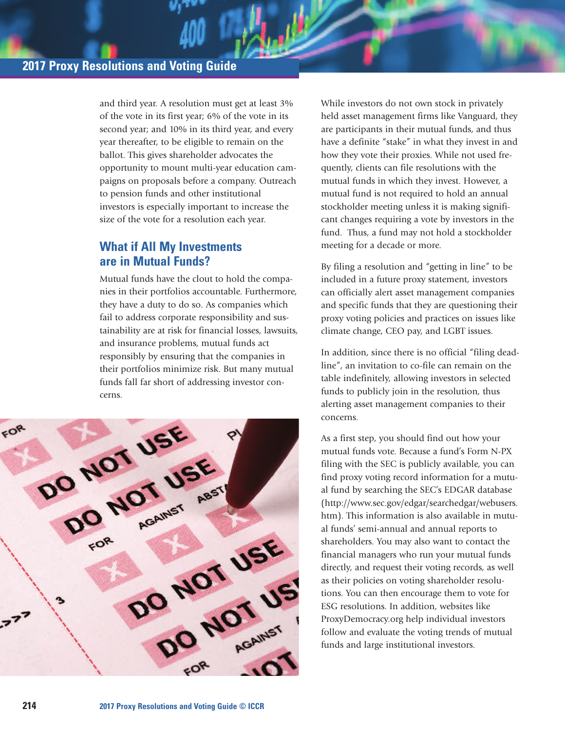and third year. A resolution must get at least 3% of the vote in its first year; 6% of the vote in its second year; and 10% in its third year, and every year thereafter, to be eligible to remain on the ballot. This gives shareholder advocates the opportunity to mount multi-year education campaigns on proposals before a company. Outreach to pension funds and other institutional investors is especially important to increase the size of the vote for a resolution each year.

## What if All My Investments are in Mutual Funds?

Mutual funds have the clout to hold the companies in their portfolios accountable. Furthermore, they have a duty to do so. As companies which fail to address corporate responsibility and sustainability are at risk for financial losses, lawsuits, and insurance problems, mutual funds act responsibly by ensuring that the companies in their portfolios minimize risk. But many mutual funds fall far short of addressing investor concerns.

While investors do not own stock in privately held asset management firms like Vanguard, they are participants in their mutual funds, and thus have a definite "stake" in what they invest in and how they vote their proxies. While not used frequently, clients can file resolutions with the mutual funds in which they invest. However, a mutual fund is not required to hold an annual stockholder meeting unless it is making significant changes requiring a vote by investors in the fund. Thus, a fund may not hold a stockholder meeting for a decade or more.

By filing a resolution and "getting in line" to be included in a future proxy statement, investors can officially alert asset management companies and specific funds that they are questioning their proxy voting policies and practices on issues like climate change, CEO pay, and LGBT issues.

In addition, since there is no official "filing deadline", an invitation to co-file can remain on the table indefinitely, allowing investors in selected funds to publicly join in the resolution, thus alerting asset management companies to their concerns.

As a first step, you should find out how your mutual funds vote. Because a fund's Form N-PX filing with the SEC is publicly available, you can find proxy voting record information for a mutual fund by searching the SEC's EDGAR database (http://www.sec.gov/edgar/searchedgar/webusers.htm). This information is also available in mutual funds' semi-annual and annual reports to shareholders. You may also want to contact the financial managers who run your mutual funds directly, and request their voting records, as well as their policies on voting shareholder resolutions. You can then encourage them to vote for ESG resolutions. In addition, websites like ProxyDemocracy.org help individual investors follow and evaluate the voting trends of mutual funds and large institutional investors.